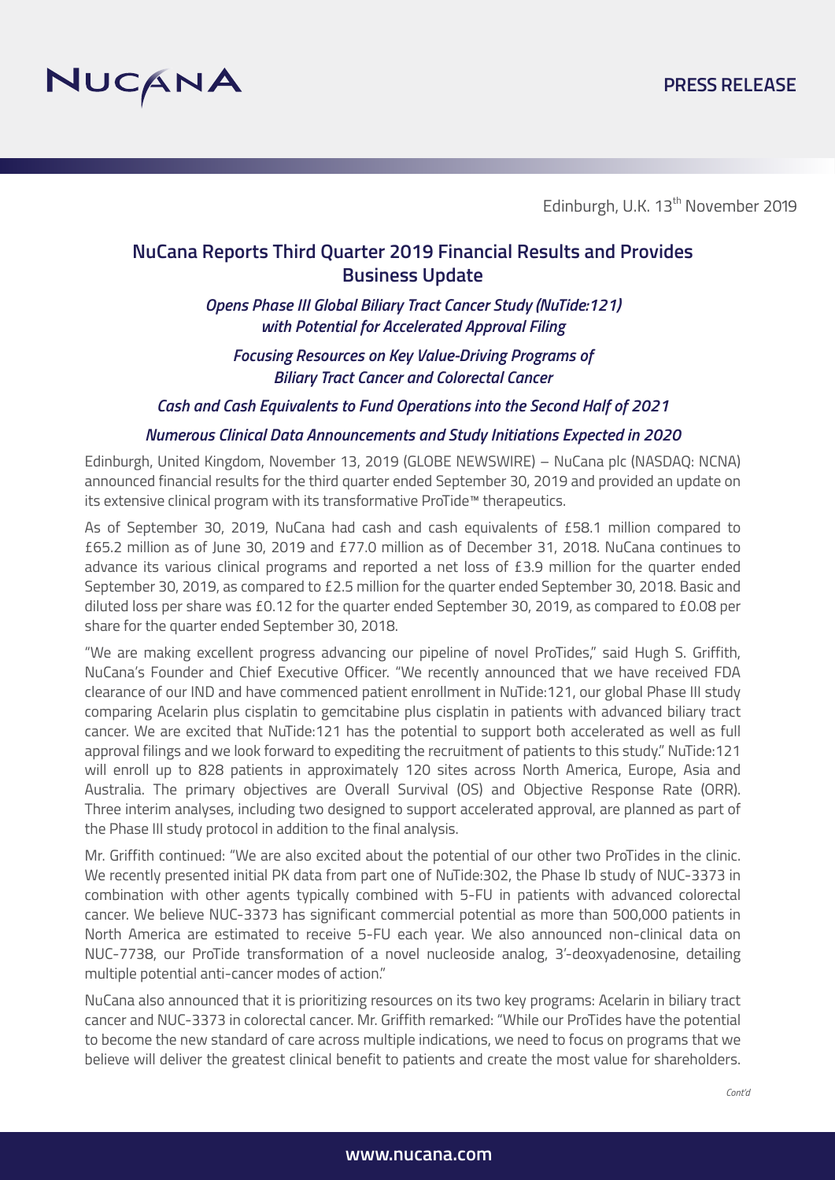PRESS RELEASE

Edinburgh, U.K. 13th November 2019

# NuCana Reports Third Quarter 2019 Financial Results and Provides Business Update

***Opens Phase III Global Biliary Tract Cancer Study (NuTide:121) with Potential for Accelerated Approval Filing***

***Focusing Resources on Key Value-Driving Programs of Biliary Tract Cancer and Colorectal Cancer***

***Cash and Cash Equivalents to Fund Operations into the Second Half of 2021***

***Numerous Clinical Data Announcements and Study Initiations Expected in 2020***

Edinburgh, United Kingdom, November 13, 2019 (GLOBE NEWSWIRE) – NuCana plc (NASDAQ: NCNA) announced financial results for the third quarter ended September 30, 2019 and provided an update on its extensive clinical program with its transformative ProTide™ therapeutics.

As of September 30, 2019, NuCana had cash and cash equivalents of £58.1 million compared to £65.2 million as of June 30, 2019 and £77.0 million as of December 31, 2018. NuCana continues to advance its various clinical programs and reported a net loss of £3.9 million for the quarter ended September 30, 2019, as compared to £2.5 million for the quarter ended September 30, 2018. Basic and diluted loss per share was £0.12 for the quarter ended September 30, 2019, as compared to £0.08 per share for the quarter ended September 30, 2018.

"We are making excellent progress advancing our pipeline of novel ProTides," said Hugh S. Griffith, NuCana's Founder and Chief Executive Officer. "We recently announced that we have received FDA clearance of our IND and have commenced patient enrollment in NuTide:121, our global Phase III study comparing Acelarin plus cisplatin to gemcitabine plus cisplatin in patients with advanced biliary tract cancer. We are excited that NuTide:121 has the potential to support both accelerated as well as full approval filings and we look forward to expediting the recruitment of patients to this study." NuTide:121 will enroll up to 828 patients in approximately 120 sites across North America, Europe, Asia and Australia. The primary objectives are Overall Survival (OS) and Objective Response Rate (ORR). Three interim analyses, including two designed to support accelerated approval, are planned as part of the Phase III study protocol in addition to the final analysis.

Mr. Griffith continued: "We are also excited about the potential of our other two ProTides in the clinic. We recently presented initial PK data from part one of NuTide:302, the Phase Ib study of NUC-3373 in combination with other agents typically combined with 5-FU in patients with advanced colorectal cancer. We believe NUC-3373 has significant commercial potential as more than 500,000 patients in North America are estimated to receive 5-FU each year. We also announced non-clinical data on NUC-7738, our ProTide transformation of a novel nucleoside analog, 3'-deoxyadenosine, detailing multiple potential anti-cancer modes of action."

NuCana also announced that it is prioritizing resources on its two key programs: Acelarin in biliary tract cancer and NUC-3373 in colorectal cancer. Mr. Griffith remarked: "While our ProTides have the potential to become the new standard of care across multiple indications, we need to focus on programs that we believe will deliver the greatest clinical benefit to patients and create the most value for shareholders.

*Cont'd*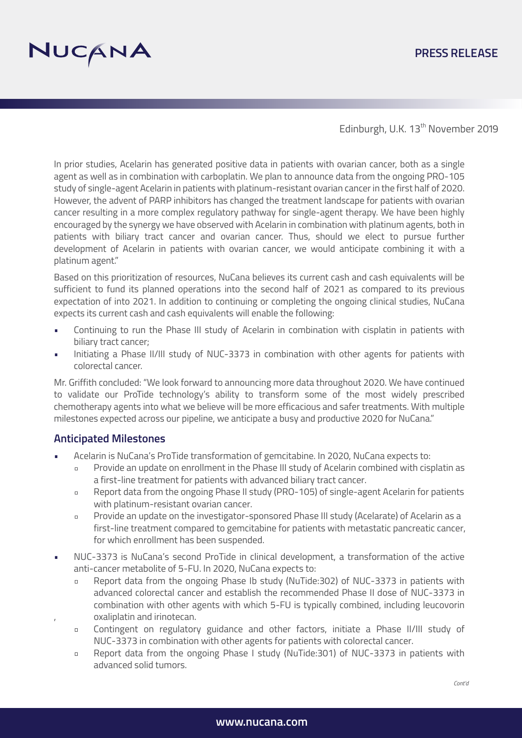Edinburgh, U.K. 13th November 2019

In prior studies, Acelarin has generated positive data in patients with ovarian cancer, both as a single agent as well as in combination with carboplatin. We plan to announce data from the ongoing PRO-105 study of single-agent Acelarin in patients with platinum-resistant ovarian cancer in the first half of 2020. However, the advent of PARP inhibitors has changed the treatment landscape for patients with ovarian cancer resulting in a more complex regulatory pathway for single-agent therapy. We have been highly encouraged by the synergy we have observed with Acelarin in combination with platinum agents, both in patients with biliary tract cancer and ovarian cancer. Thus, should we elect to pursue further development of Acelarin in patients with ovarian cancer, we would anticipate combining it with a platinum agent."

Based on this prioritization of resources, NuCana believes its current cash and cash equivalents will be sufficient to fund its planned operations into the second half of 2021 as compared to its previous expectation of into 2021. In addition to continuing or completing the ongoing clinical studies, NuCana expects its current cash and cash equivalents will enable the following:

- Continuing to run the Phase III study of Acelarin in combination with cisplatin in patients with biliary tract cancer;
- Initiating a Phase II/III study of NUC-3373 in combination with other agents for patients with colorectal cancer.

Mr. Griffith concluded: "We look forward to announcing more data throughout 2020. We have continued to validate our ProTide technology's ability to transform some of the most widely prescribed chemotherapy agents into what we believe will be more efficacious and safer treatments. With multiple milestones expected across our pipeline, we anticipate a busy and productive 2020 for NuCana."

## Anticipated Milestones

- Acelarin is NuCana's ProTide transformation of gemcitabine. In 2020, NuCana expects to:
  - Provide an update on enrollment in the Phase III study of Acelarin combined with cisplatin as a first-line treatment for patients with advanced biliary tract cancer.
  - Report data from the ongoing Phase II study (PRO-105) of single-agent Acelarin for patients with platinum-resistant ovarian cancer.
  - Provide an update on the investigator-sponsored Phase III study (Acelarate) of Acelarin as a first-line treatment compared to gemcitabine for patients with metastatic pancreatic cancer, for which enrollment has been suspended.
- NUC-3373 is NuCana's second ProTide in clinical development, a transformation of the active anti-cancer metabolite of 5-FU. In 2020, NuCana expects to:
  - Report data from the ongoing Phase Ib study (NuTide:302) of NUC-3373 in patients with advanced colorectal cancer and establish the recommended Phase II dose of NUC-3373 in combination with other agents with which 5-FU is typically combined, including leucovorin, oxaliplatin and irinotecan.
  - Contingent on regulatory guidance and other factors, initiate a Phase II/III study of NUC-3373 in combination with other agents for patients with colorectal cancer.
  - Report data from the ongoing Phase I study (NuTide:301) of NUC-3373 in patients with advanced solid tumors.

*Cont'd*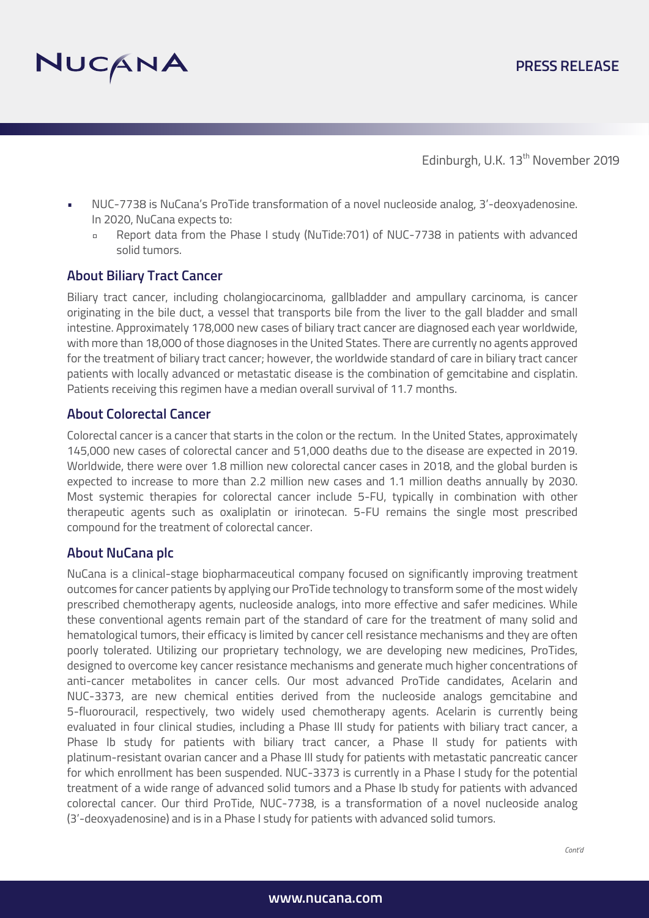Edinburgh, U.K. 13th November 2019

- NUC-7738 is NuCana's ProTide transformation of a novel nucleoside analog, 3'-deoxyadenosine. In 2020, NuCana expects to:
  - Report data from the Phase I study (NuTide:701) of NUC-7738 in patients with advanced solid tumors.

## About Biliary Tract Cancer

Biliary tract cancer, including cholangiocarcinoma, gallbladder and ampullary carcinoma, is cancer originating in the bile duct, a vessel that transports bile from the liver to the gall bladder and small intestine. Approximately 178,000 new cases of biliary tract cancer are diagnosed each year worldwide, with more than 18,000 of those diagnoses in the United States. There are currently no agents approved for the treatment of biliary tract cancer; however, the worldwide standard of care in biliary tract cancer patients with locally advanced or metastatic disease is the combination of gemcitabine and cisplatin. Patients receiving this regimen have a median overall survival of 11.7 months.

## About Colorectal Cancer

Colorectal cancer is a cancer that starts in the colon or the rectum. In the United States, approximately 145,000 new cases of colorectal cancer and 51,000 deaths due to the disease are expected in 2019. Worldwide, there were over 1.8 million new colorectal cancer cases in 2018, and the global burden is expected to increase to more than 2.2 million new cases and 1.1 million deaths annually by 2030. Most systemic therapies for colorectal cancer include 5-FU, typically in combination with other therapeutic agents such as oxaliplatin or irinotecan. 5-FU remains the single most prescribed compound for the treatment of colorectal cancer.

## About NuCana plc

NuCana is a clinical-stage biopharmaceutical company focused on significantly improving treatment outcomes for cancer patients by applying our ProTide technology to transform some of the most widely prescribed chemotherapy agents, nucleoside analogs, into more effective and safer medicines. While these conventional agents remain part of the standard of care for the treatment of many solid and hematological tumors, their efficacy is limited by cancer cell resistance mechanisms and they are often poorly tolerated. Utilizing our proprietary technology, we are developing new medicines, ProTides, designed to overcome key cancer resistance mechanisms and generate much higher concentrations of anti-cancer metabolites in cancer cells. Our most advanced ProTide candidates, Acelarin and NUC-3373, are new chemical entities derived from the nucleoside analogs gemcitabine and 5-fluorouracil, respectively, two widely used chemotherapy agents. Acelarin is currently being evaluated in four clinical studies, including a Phase III study for patients with biliary tract cancer, a Phase Ib study for patients with biliary tract cancer, a Phase II study for patients with platinum-resistant ovarian cancer and a Phase III study for patients with metastatic pancreatic cancer for which enrollment has been suspended. NUC-3373 is currently in a Phase I study for the potential treatment of a wide range of advanced solid tumors and a Phase Ib study for patients with advanced colorectal cancer. Our third ProTide, NUC-7738, is a transformation of a novel nucleoside analog (3'-deoxyadenosine) and is in a Phase I study for patients with advanced solid tumors.

*Cont'd*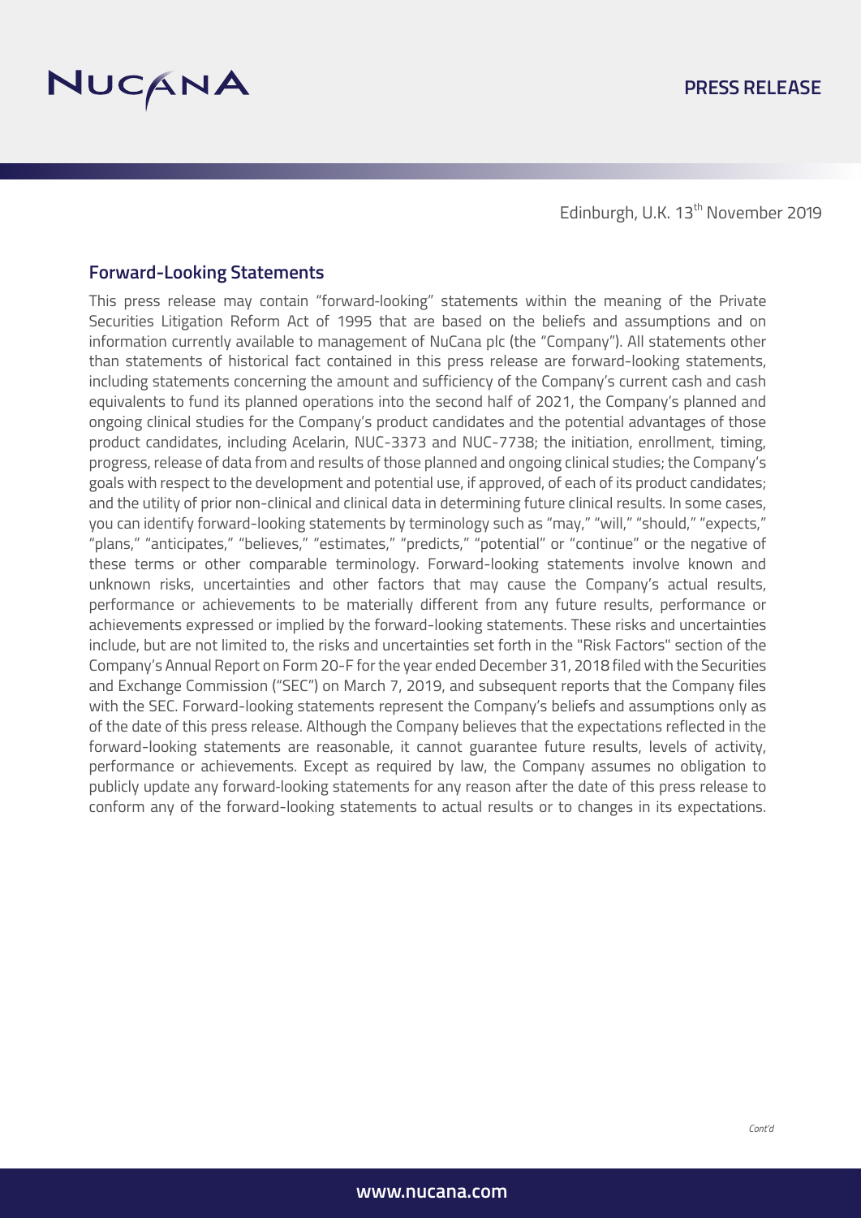Edinburgh, U.K. 13th November 2019

## Forward-Looking Statements

This press release may contain "forward-looking" statements within the meaning of the Private Securities Litigation Reform Act of 1995 that are based on the beliefs and assumptions and on information currently available to management of NuCana plc (the "Company"). All statements other than statements of historical fact contained in this press release are forward-looking statements, including statements concerning the amount and sufficiency of the Company's current cash and cash equivalents to fund its planned operations into the second half of 2021, the Company's planned and ongoing clinical studies for the Company's product candidates and the potential advantages of those product candidates, including Acelarin, NUC-3373 and NUC-7738; the initiation, enrollment, timing, progress, release of data from and results of those planned and ongoing clinical studies; the Company's goals with respect to the development and potential use, if approved, of each of its product candidates; and the utility of prior non-clinical and clinical data in determining future clinical results. In some cases, you can identify forward-looking statements by terminology such as "may," "will," "should," "expects," "plans," "anticipates," "believes," "estimates," "predicts," "potential" or "continue" or the negative of these terms or other comparable terminology. Forward-looking statements involve known and unknown risks, uncertainties and other factors that may cause the Company's actual results, performance or achievements to be materially different from any future results, performance or achievements expressed or implied by the forward-looking statements. These risks and uncertainties include, but are not limited to, the risks and uncertainties set forth in the "Risk Factors" section of the Company's Annual Report on Form 20-F for the year ended December 31, 2018 filed with the Securities and Exchange Commission ("SEC") on March 7, 2019, and subsequent reports that the Company files with the SEC. Forward-looking statements represent the Company's beliefs and assumptions only as of the date of this press release. Although the Company believes that the expectations reflected in the forward-looking statements are reasonable, it cannot guarantee future results, levels of activity, performance or achievements. Except as required by law, the Company assumes no obligation to publicly update any forward-looking statements for any reason after the date of this press release to conform any of the forward-looking statements to actual results or to changes in its expectations.

*Cont'd*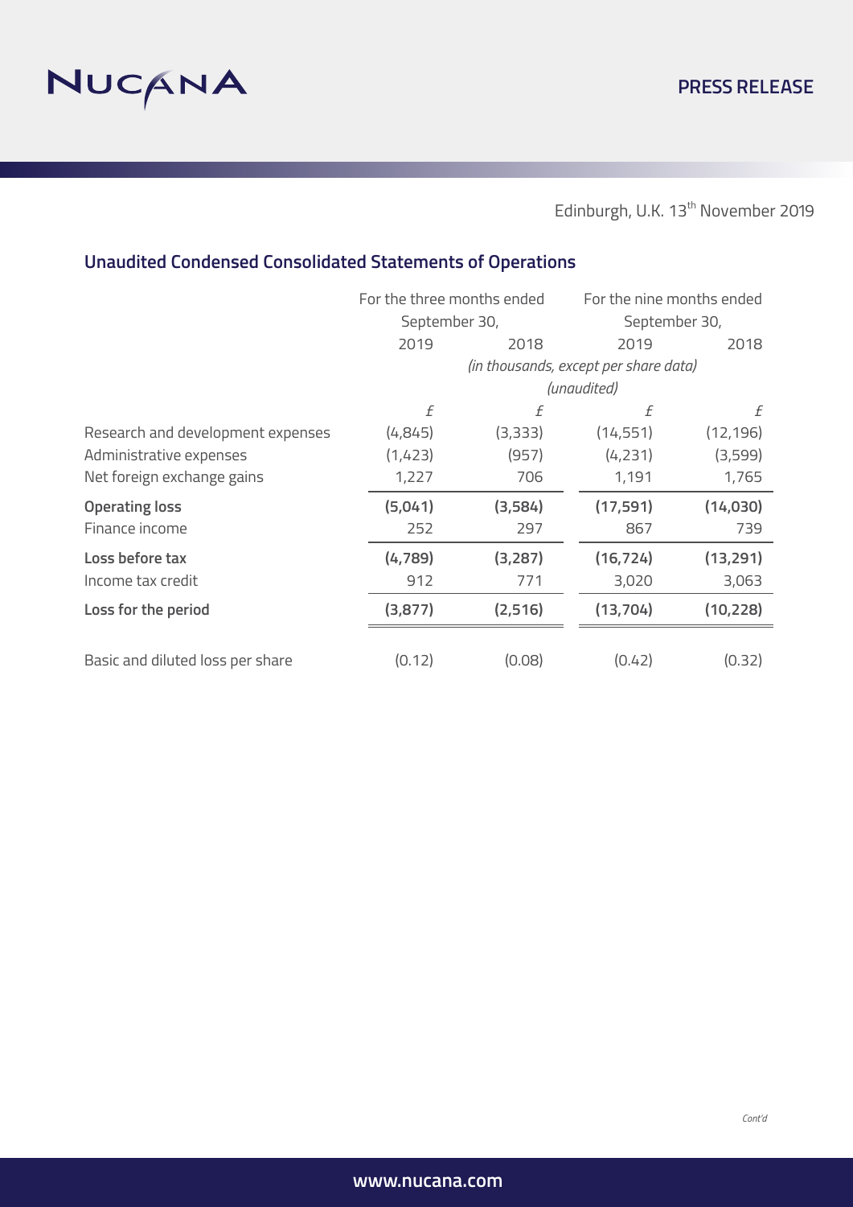Edinburgh, U.K. 13th November 2019

## Unaudited Condensed Consolidated Statements of Operations

| | For the three months ended September 30, | | For the nine months ended September 30, | |
|---|---|---|---|---|
| | 2019 | 2018 | 2019 | 2018 |
| | *(in thousands, except per share data)* *(unaudited)* | | | |
| | £ | £ | £ | £ |
| Research and development expenses | (4,845) | (3,333) | (14,551) | (12,196) |
| Administrative expenses | (1,423) | (957) | (4,231) | (3,599) |
| Net foreign exchange gains | 1,227 | 706 | 1,191 | 1,765 |
| **Operating loss** | **(5,041)** | **(3,584)** | **(17,591)** | **(14,030)** |
| Finance income | 252 | 297 | 867 | 739 |
| **Loss before tax** | **(4,789)** | **(3,287)** | **(16,724)** | **(13,291)** |
| Income tax credit | 912 | 771 | 3,020 | 3,063 |
| **Loss for the period** | **(3,877)** | **(2,516)** | **(13,704)** | **(10,228)** |
| Basic and diluted loss per share | (0.12) | (0.08) | (0.42) | (0.32) |

*Cont'd*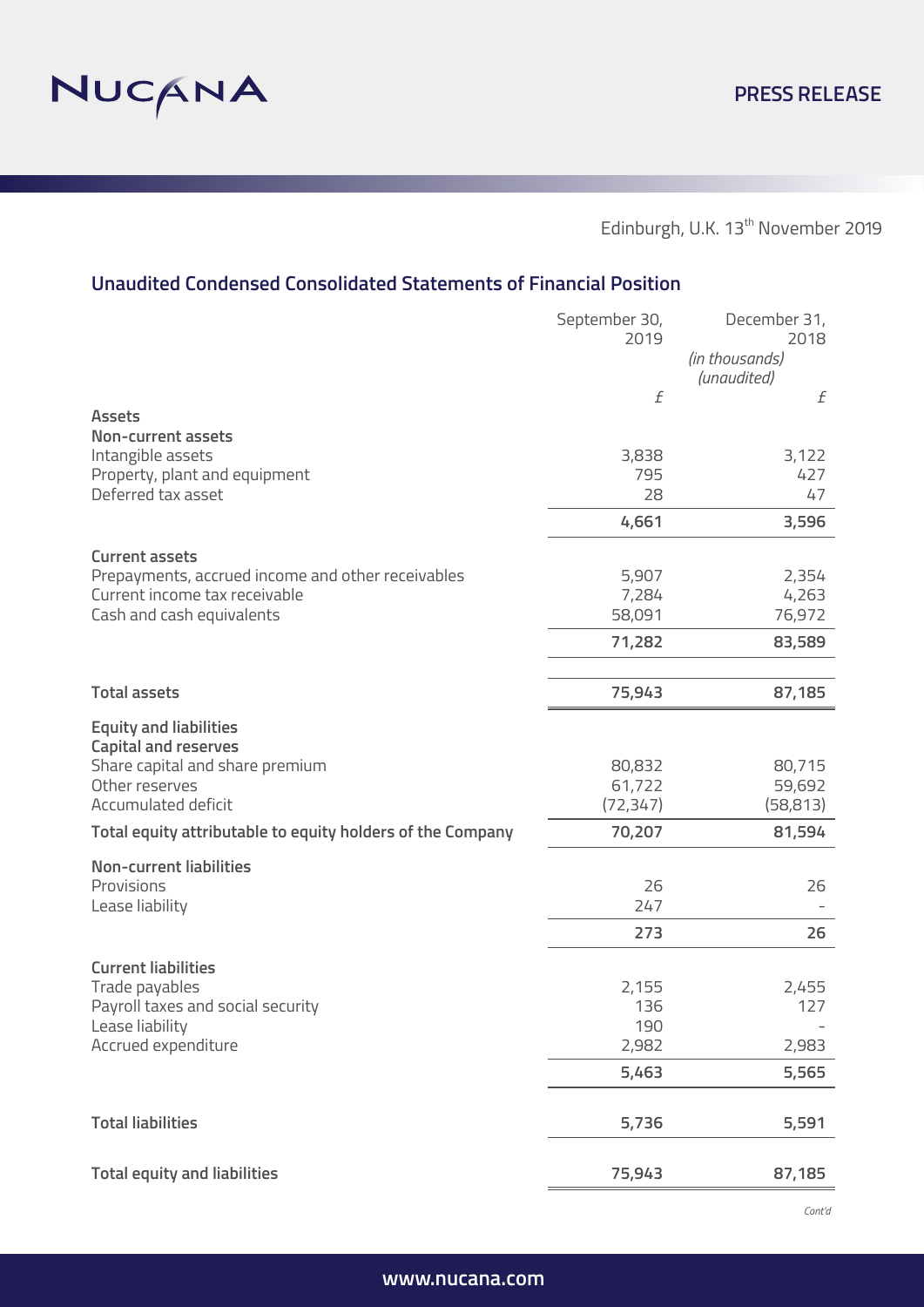Edinburgh, U.K. 13th November 2019

## Unaudited Condensed Consolidated Statements of Financial Position

| | September 30, 2019 | December 31, 2018 |
|---|---|---|
| | *(in thousands)* *(unaudited)* | |
| | £ | £ |
| **Assets** | | |
| **Non-current assets** | | |
| Intangible assets | 3,838 | 3,122 |
| Property, plant and equipment | 795 | 427 |
| Deferred tax asset | 28 | 47 |
| | **4,661** | **3,596** |
| **Current assets** | | |
| Prepayments, accrued income and other receivables | 5,907 | 2,354 |
| Current income tax receivable | 7,284 | 4,263 |
| Cash and cash equivalents | 58,091 | 76,972 |
| | **71,282** | **83,589** |
| **Total assets** | **75,943** | **87,185** |
| **Equity and liabilities** | | |
| **Capital and reserves** | | |
| Share capital and share premium | 80,832 | 80,715 |
| Other reserves | 61,722 | 59,692 |
| Accumulated deficit | (72,347) | (58,813) |
| **Total equity attributable to equity holders of the Company** | **70,207** | **81,594** |
| **Non-current liabilities** | | |
| Provisions | 26 | 26 |
| Lease liability | 247 | - |
| | **273** | **26** |
| **Current liabilities** | | |
| Trade payables | 2,155 | 2,455 |
| Payroll taxes and social security | 136 | 127 |
| Lease liability | 190 | - |
| Accrued expenditure | 2,982 | 2,983 |
| | **5,463** | **5,565** |
| **Total liabilities** | **5,736** | **5,591** |
| **Total equity and liabilities** | **75,943** | **87,185** |

*Cont'd*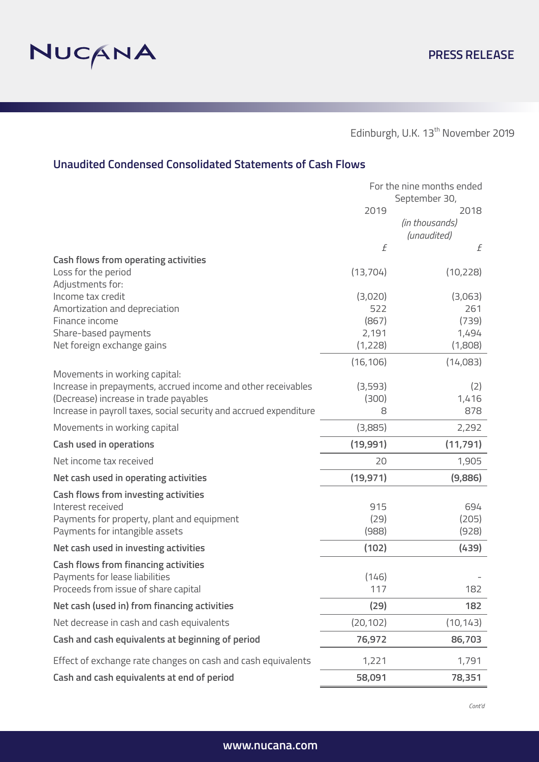Edinburgh, U.K. 13th November 2019

## Unaudited Condensed Consolidated Statements of Cash Flows

| | For the nine months ended September 30, | |
|---|---|---|
| | 2019 | 2018 |
| | *(in thousands)* *(unaudited)* | |
| | £ | £ |
| **Cash flows from operating activities** | | |
| Loss for the period | (13,704) | (10,228) |
| Adjustments for: | | |
| Income tax credit | (3,020) | (3,063) |
| Amortization and depreciation | 522 | 261 |
| Finance income | (867) | (739) |
| Share-based payments | 2,191 | 1,494 |
| Net foreign exchange gains | (1,228) | (1,808) |
| | (16,106) | (14,083) |
| Movements in working capital: | | |
| Increase in prepayments, accrued income and other receivables | (3,593) | (2) |
| (Decrease) increase in trade payables | (300) | 1,416 |
| Increase in payroll taxes, social security and accrued expenditure | 8 | 878 |
| Movements in working capital | (3,885) | 2,292 |
| **Cash used in operations** | **(19,991)** | **(11,791)** |
| Net income tax received | 20 | 1,905 |
| **Net cash used in operating activities** | **(19,971)** | **(9,886)** |
| **Cash flows from investing activities** | | |
| Interest received | 915 | 694 |
| Payments for property, plant and equipment | (29) | (205) |
| Payments for intangible assets | (988) | (928) |
| **Net cash used in investing activities** | **(102)** | **(439)** |
| **Cash flows from financing activities** | | |
| Payments for lease liabilities | (146) | - |
| Proceeds from issue of share capital | 117 | 182 |
| **Net cash (used in) from financing activities** | **(29)** | **182** |
| Net decrease in cash and cash equivalents | (20,102) | (10,143) |
| **Cash and cash equivalents at beginning of period** | **76,972** | **86,703** |
| Effect of exchange rate changes on cash and cash equivalents | 1,221 | 1,791 |
| **Cash and cash equivalents at end of period** | **58,091** | **78,351** |

*Cont'd*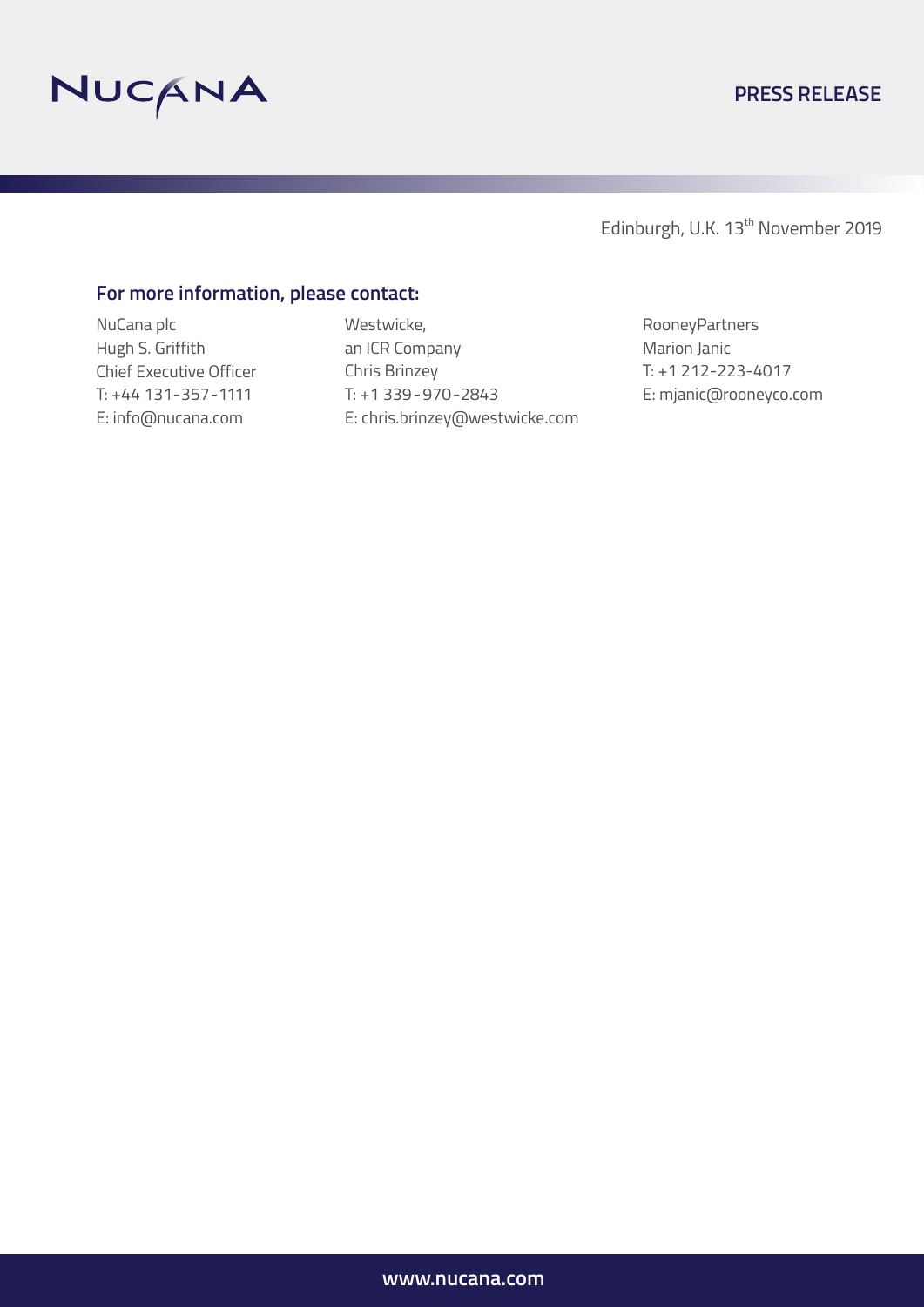Edinburgh, U.K. 13th November 2019

## For more information, please contact:

NuCana plc
Hugh S. Griffith
Chief Executive Officer
T: +44 131-357-1111
E: info@nucana.com

Westwicke,
an ICR Company
Chris Brinzey
T: +1 339-970-2843
E: chris.brinzey@westwicke.com

RooneyPartners
Marion Janic
T: +1 212-223-4017
E: mjanic@rooneyco.com